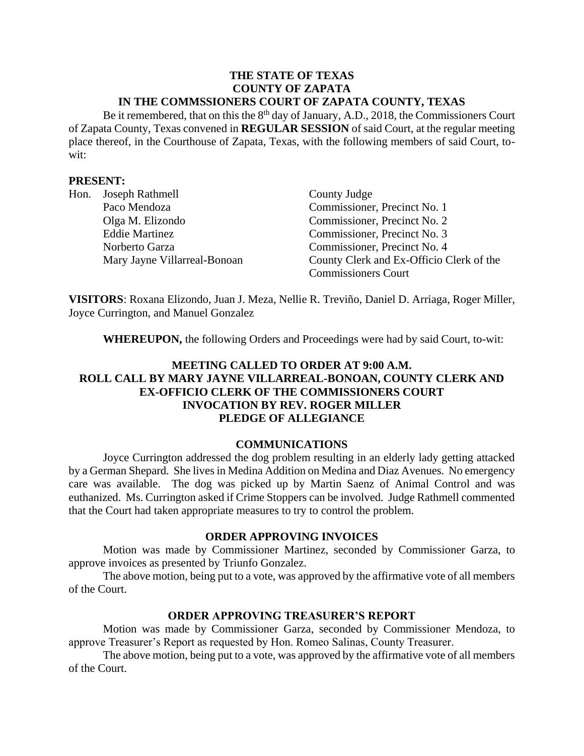**THE STATE OF TEXAS**
**COUNTY OF ZAPATA**
**IN THE COMMSSIONERS COURT OF ZAPATA COUNTY, TEXAS**

Be it remembered, that on this the 8th day of January, A.D., 2018, the Commissioners Court of Zapata County, Texas convened in **REGULAR SESSION** of said Court, at the regular meeting place thereof, in the Courthouse of Zapata, Texas, with the following members of said Court, to-wit:

**PRESENT:**

| | | |
|---|---|---|
| Hon. | Joseph Rathmell | County Judge |
| | Paco Mendoza | Commissioner, Precinct No. 1 |
| | Olga M. Elizondo | Commissioner, Precinct No. 2 |
| | Eddie Martinez | Commissioner, Precinct No. 3 |
| | Norberto Garza | Commissioner, Precinct No. 4 |
| | Mary Jayne Villarreal-Bonoan | County Clerk and Ex-Officio Clerk of the Commissioners Court |

**VISITORS**: Roxana Elizondo, Juan J. Meza, Nellie R. Treviño, Daniel D. Arriaga, Roger Miller, Joyce Currington, and Manuel Gonzalez

**WHEREUPON,** the following Orders and Proceedings were had by said Court, to-wit:

**MEETING CALLED TO ORDER AT 9:00 A.M.**
**ROLL CALL BY MARY JAYNE VILLARREAL-BONOAN, COUNTY CLERK AND EX-OFFICIO CLERK OF THE COMMISSIONERS COURT**
**INVOCATION BY REV. ROGER MILLER**
**PLEDGE OF ALLEGIANCE**

**COMMUNICATIONS**

Joyce Currington addressed the dog problem resulting in an elderly lady getting attacked by a German Shepard. She lives in Medina Addition on Medina and Diaz Avenues. No emergency care was available. The dog was picked up by Martin Saenz of Animal Control and was euthanized. Ms. Currington asked if Crime Stoppers can be involved. Judge Rathmell commented that the Court had taken appropriate measures to try to control the problem.

**ORDER APPROVING INVOICES**

Motion was made by Commissioner Martinez, seconded by Commissioner Garza, to approve invoices as presented by Triunfo Gonzalez.

The above motion, being put to a vote, was approved by the affirmative vote of all members of the Court.

**ORDER APPROVING TREASURER'S REPORT**

Motion was made by Commissioner Garza, seconded by Commissioner Mendoza, to approve Treasurer's Report as requested by Hon. Romeo Salinas, County Treasurer.

The above motion, being put to a vote, was approved by the affirmative vote of all members of the Court.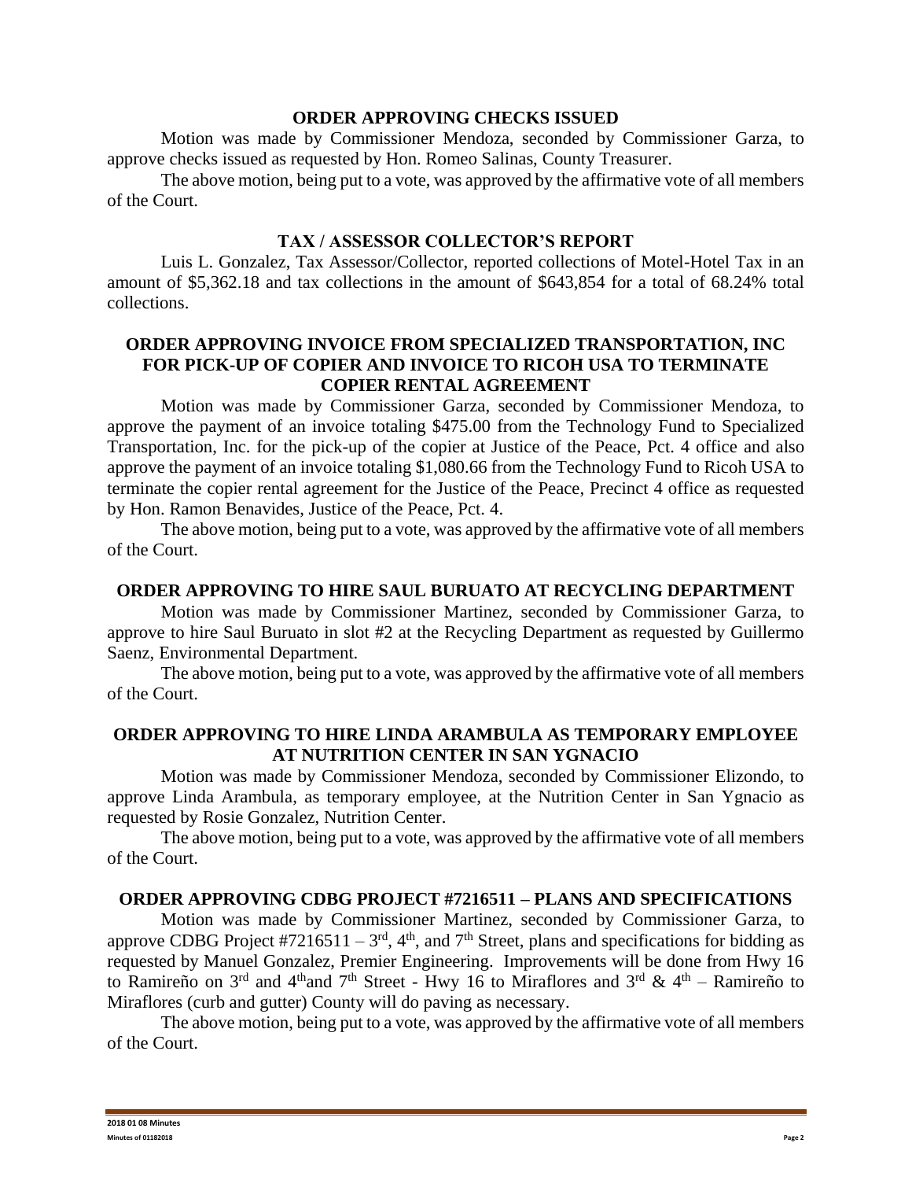**ORDER APPROVING CHECKS ISSUED**

Motion was made by Commissioner Mendoza, seconded by Commissioner Garza, to approve checks issued as requested by Hon. Romeo Salinas, County Treasurer.

The above motion, being put to a vote, was approved by the affirmative vote of all members of the Court.

**TAX / ASSESSOR COLLECTOR'S REPORT**

Luis L. Gonzalez, Tax Assessor/Collector, reported collections of Motel-Hotel Tax in an amount of $5,362.18 and tax collections in the amount of $643,854 for a total of 68.24% total collections.

**ORDER APPROVING INVOICE FROM SPECIALIZED TRANSPORTATION, INC FOR PICK-UP OF COPIER AND INVOICE TO RICOH USA TO TERMINATE COPIER RENTAL AGREEMENT**

Motion was made by Commissioner Garza, seconded by Commissioner Mendoza, to approve the payment of an invoice totaling $475.00 from the Technology Fund to Specialized Transportation, Inc. for the pick-up of the copier at Justice of the Peace, Pct. 4 office and also approve the payment of an invoice totaling $1,080.66 from the Technology Fund to Ricoh USA to terminate the copier rental agreement for the Justice of the Peace, Precinct 4 office as requested by Hon. Ramon Benavides, Justice of the Peace, Pct. 4.

The above motion, being put to a vote, was approved by the affirmative vote of all members of the Court.

**ORDER APPROVING TO HIRE SAUL BURUATO AT RECYCLING DEPARTMENT**

Motion was made by Commissioner Martinez, seconded by Commissioner Garza, to approve to hire Saul Buruato in slot #2 at the Recycling Department as requested by Guillermo Saenz, Environmental Department.

The above motion, being put to a vote, was approved by the affirmative vote of all members of the Court.

**ORDER APPROVING TO HIRE LINDA ARAMBULA AS TEMPORARY EMPLOYEE AT NUTRITION CENTER IN SAN YGNACIO**

Motion was made by Commissioner Mendoza, seconded by Commissioner Elizondo, to approve Linda Arambula, as temporary employee, at the Nutrition Center in San Ygnacio as requested by Rosie Gonzalez, Nutrition Center.

The above motion, being put to a vote, was approved by the affirmative vote of all members of the Court.

**ORDER APPROVING CDBG PROJECT #7216511 – PLANS AND SPECIFICATIONS**

Motion was made by Commissioner Martinez, seconded by Commissioner Garza, to approve CDBG Project #7216511 – 3rd, 4th, and 7th Street, plans and specifications for bidding as requested by Manuel Gonzalez, Premier Engineering. Improvements will be done from Hwy 16 to Ramireño on 3rd and 4th and 7th Street - Hwy 16 to Miraflores and 3rd & 4th – Ramireño to Miraflores (curb and gutter) County will do paving as necessary.

The above motion, being put to a vote, was approved by the affirmative vote of all members of the Court.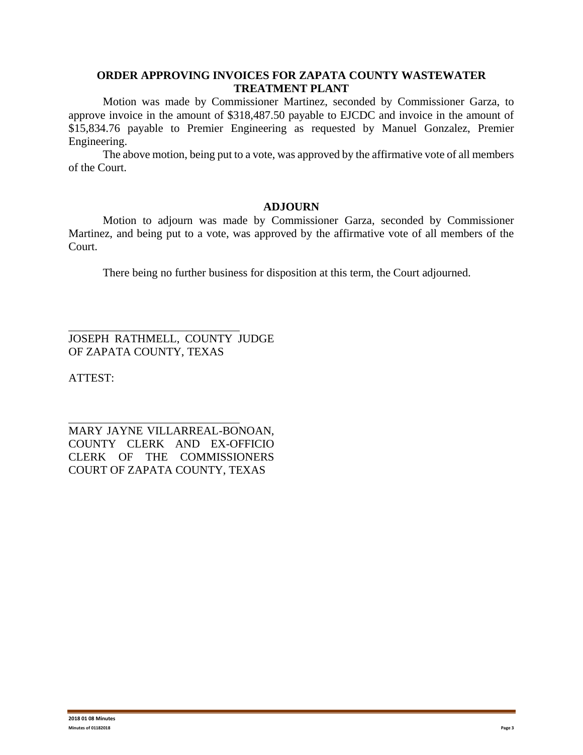## ORDER APPROVING INVOICES FOR ZAPATA COUNTY WASTEWATER TREATMENT PLANT

Motion was made by Commissioner Martinez, seconded by Commissioner Garza, to approve invoice in the amount of $318,487.50 payable to EJCDC and invoice in the amount of $15,834.76 payable to Premier Engineering as requested by Manuel Gonzalez, Premier Engineering.

The above motion, being put to a vote, was approved by the affirmative vote of all members of the Court.

## ADJOURN

Motion to adjourn was made by Commissioner Garza, seconded by Commissioner Martinez, and being put to a vote, was approved by the affirmative vote of all members of the Court.

There being no further business for disposition at this term, the Court adjourned.

\_\_\_\_\_\_\_\_\_\_\_\_\_\_\_\_\_\_\_\_\_\_\_\_\_\_\_\_\_\_\_\_

JOSEPH RATHMELL, COUNTY JUDGE
OF ZAPATA COUNTY, TEXAS

ATTEST:

\_\_\_\_\_\_\_\_\_\_\_\_\_\_\_\_\_\_\_\_\_\_\_\_\_\_\_\_\_\_\_\_

MARY JAYNE VILLARREAL-BONOAN,
COUNTY CLERK AND EX-OFFICIO
CLERK OF THE COMMISSIONERS
COURT OF ZAPATA COUNTY, TEXAS